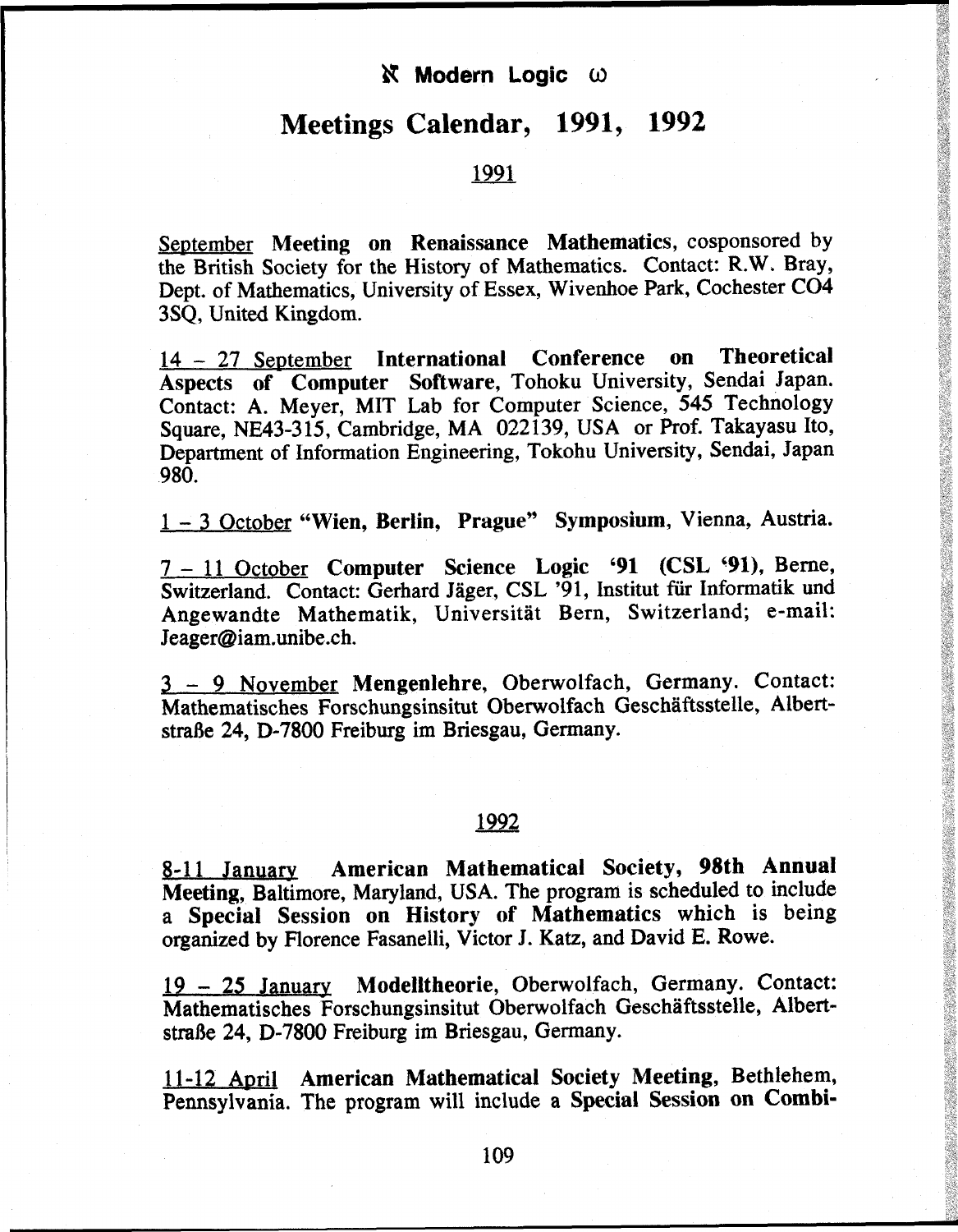# Meetings Calendar, 1991, 1992

## 1991

September **Meeting on Renaissance Mathematics**, cosponsored by the British Society for the History of Mathematics. Contact: R.W. Bray, Dept. of Mathematics, University of Essex, Wivenhoe Park, Cochester CO4 3SQ, United Kingdom.

14 – 27 September **International Conference on Theoretical Aspects of Computer Software**, Tohoku University, Sendai Japan. Contact: A. Meyer, MIT Lab for Computer Science, 545 Technology Square, NE43-315, Cambridge, MA 022139, USA or Prof. Takayasu Ito, Department of Information Engineering, Tokohu University, Sendai, Japan 980.

1 – 3 October **"Wien, Berlin, Prague" Symposium**, Vienna, Austria.

7 – 11 October **Computer Science Logic '91 (CSL '91)**, Berne, Switzerland. Contact: Gerhard Jäger, CSL '91, Institut für Informatik und Angewandte Mathematik, Universität Bern, Switzerland; e-mail: Jeager@iam.unibe.ch.

3 – 9 November **Mengenlehre**, Oberwolfach, Germany. Contact: Mathematisches Forschungsinsitut Oberwolfach Geschäftsstelle, Albertstraße 24, D-7800 Freiburg im Briesgau, Germany.

## 1992

8-11 January **American Mathematical Society, 98th Annual Meeting**, Baltimore, Maryland, USA. The program is scheduled to include a **Special Session on History of Mathematics** which is being organized by Florence Fasanelli, Victor J. Katz, and David E. Rowe.

19 – 25 January **Modelltheorie**, Oberwolfach, Germany. Contact: Mathematisches Forschungsinsitut Oberwolfach Geschäftsstelle, Albertstraße 24, D-7800 Freiburg im Briesgau, Germany.

11-12 April **American Mathematical Society Meeting**, Bethlehem, Pennsylvania. The program will include a **Special Session on Combi-**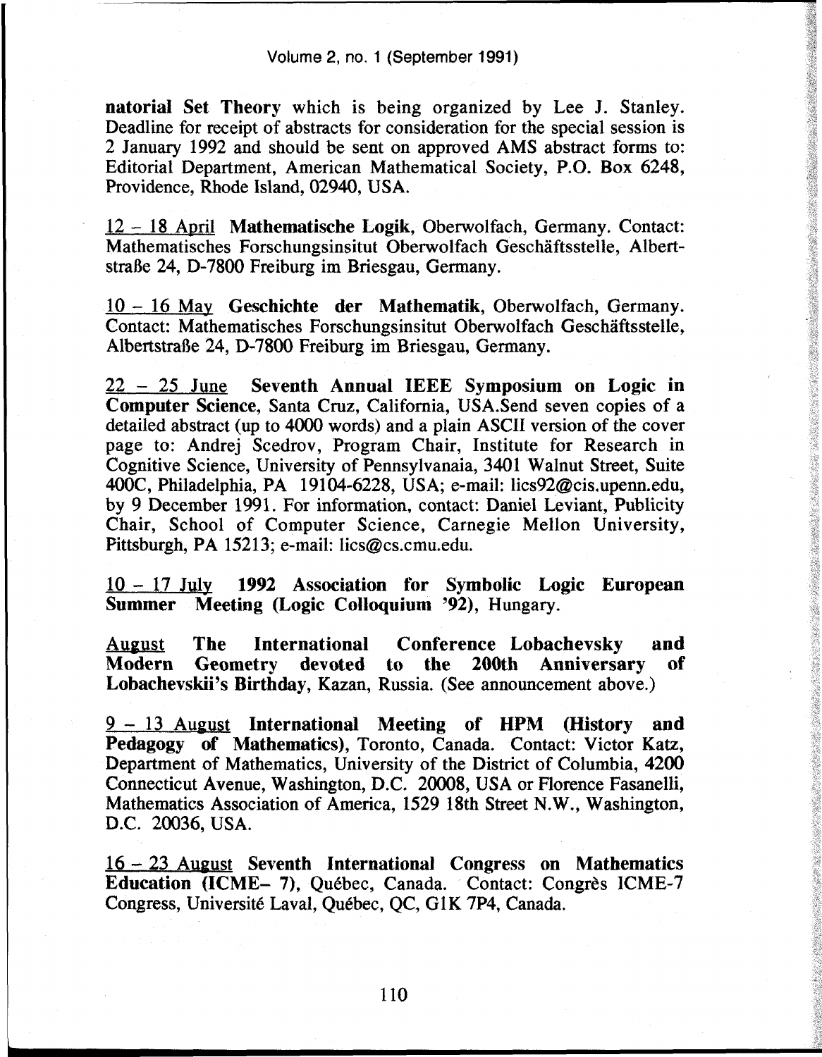**natorial Set Theory** which is being organized by Lee J. Stanley. Deadline for receipt of abstracts for consideration for the special session is 2 January 1992 and should be sent on approved AMS abstract forms to: Editorial Department, American Mathematical Society, P.O. Box 6248, Providence, Rhode Island, 02940, USA.

12 – 18 April **Mathematische Logik**, Oberwolfach, Germany. Contact: Mathematisches Forschungsinsitut Oberwolfach Geschäftsstelle, Albertstraße 24, D-7800 Freiburg im Briesgau, Germany.

10 – 16 May **Geschichte der Mathematik**, Oberwolfach, Germany. Contact: Mathematisches Forschungsinsitut Oberwolfach Geschäftsstelle, Albertstraße 24, D-7800 Freiburg im Briesgau, Germany.

22 – 25 June **Seventh Annual IEEE Symposium on Logic in Computer Science**, Santa Cruz, California, USA.Send seven copies of a detailed abstract (up to 4000 words) and a plain ASCII version of the cover page to: Andrej Scedrov, Program Chair, Institute for Research in Cognitive Science, University of Pennsylvanaia, 3401 Walnut Street, Suite 400C, Philadelphia, PA 19104-6228, USA; e-mail: lics92@cis.upenn.edu, by 9 December 1991. For information, contact: Daniel Leviant, Publicity Chair, School of Computer Science, Carnegie Mellon University, Pittsburgh, PA 15213; e-mail: lics@cs.cmu.edu.

10 – 17 July **1992 Association for Symbolic Logic European Summer Meeting (Logic Colloquium '92)**, Hungary.

August **The International Conference Lobachevsky and Modern Geometry devoted to the 200th Anniversary of Lobachevskii's Birthday**, Kazan, Russia. (See announcement above.)

9 – 13 August **International Meeting of HPM (History and Pedagogy of Mathematics)**, Toronto, Canada. Contact: Victor Katz, Department of Mathematics, University of the District of Columbia, 4200 Connecticut Avenue, Washington, D.C. 20008, USA or Florence Fasanelli, Mathematics Association of America, 1529 18th Street N.W., Washington, D.C. 20036, USA.

16 – 23 August **Seventh International Congress on Mathematics Education (ICME– 7)**, Québec, Canada. Contact: Congrès ICME-7 Congress, Université Laval, Québec, QC, G1K 7P4, Canada.